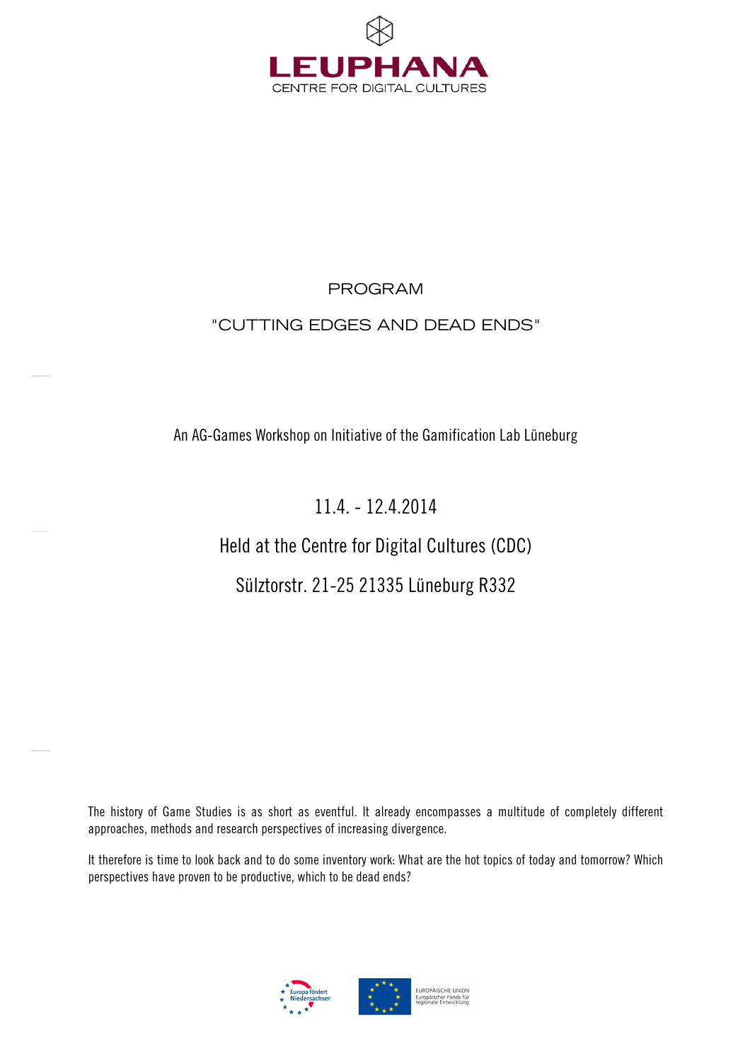LEUPHANA

CENTRE FOR DIGITAL CULTURES

# PROGRAM

# "CUTTING EDGES AND DEAD ENDS"

An AG-Games Workshop on Initiative of the Gamification Lab Lüneburg

11.4. - 12.4.2014

Held at the Centre for Digital Cultures (CDC)

Sülztorstr. 21-25 21335 Lüneburg R332

The history of Game Studies is as short as eventful. It already encompasses a multitude of completely different approaches, methods and research perspectives of increasing divergence.

It therefore is time to look back and to do some inventory work: What are the hot topics of today and tomorrow? Which perspectives have proven to be productive, which to be dead ends?

Europa fördert Niedersachsen

EUROPÄISCHE UNION
Europäischer Fonds für regionale Entwicklung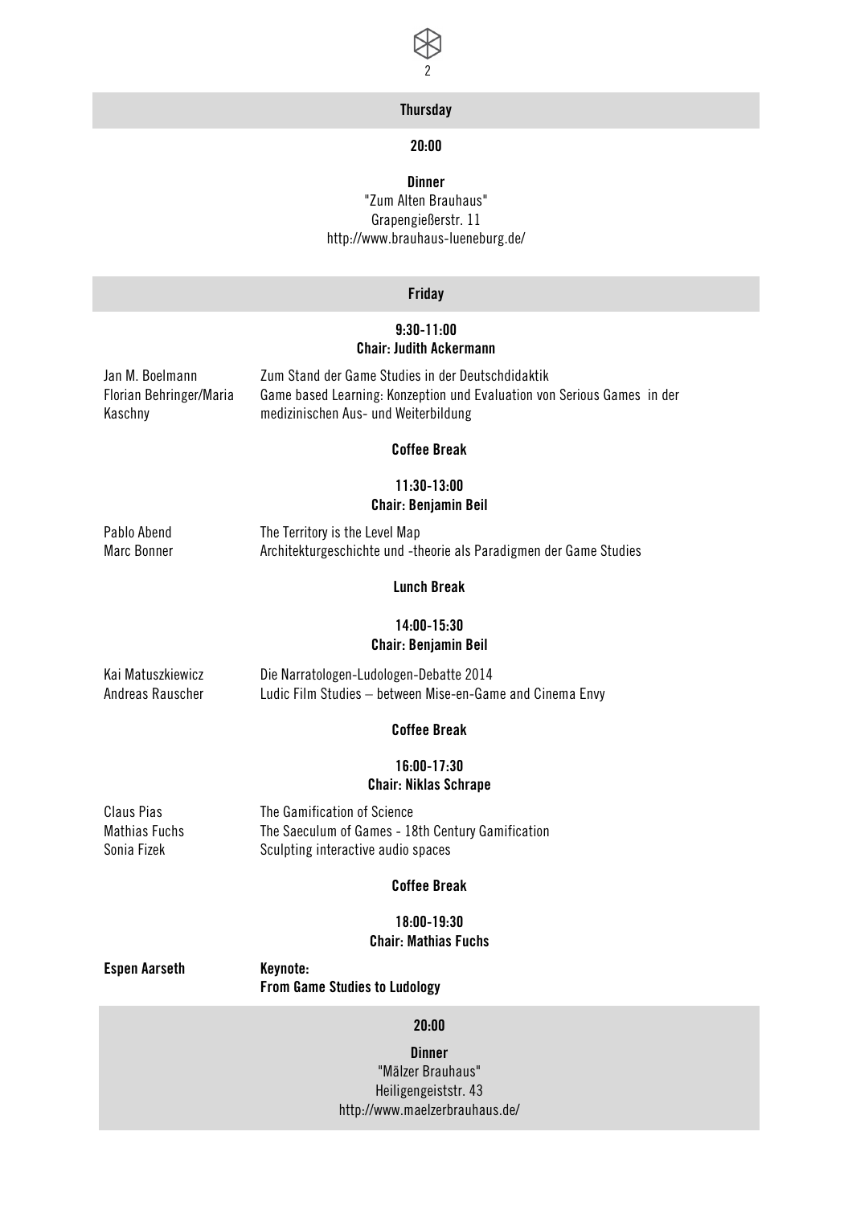## Thursday

**20:00**

**Dinner**
"Zum Alten Brauhaus"
Grapengießerstr. 11
http://www.brauhaus-lueneburg.de/

## Friday

**9:30-11:00**
**Chair: Judith Ackermann**

| | |
|---|---|
| Jan M. Boelmann | Zum Stand der Game Studies in der Deutschdidaktik |
| Florian Behringer/Maria Kaschny | Game based Learning: Konzeption und Evaluation von Serious Games in der medizinischen Aus- und Weiterbildung |

**Coffee Break**

**11:30-13:00**
**Chair: Benjamin Beil**

| | |
|---|---|
| Pablo Abend | The Territory is the Level Map |
| Marc Bonner | Architekturgeschichte und -theorie als Paradigmen der Game Studies |

**Lunch Break**

**14:00-15:30**
**Chair: Benjamin Beil**

| | |
|---|---|
| Kai Matuszkiewicz | Die Narratologen-Ludologen-Debatte 2014 |
| Andreas Rauscher | Ludic Film Studies – between Mise-en-Game and Cinema Envy |

**Coffee Break**

**16:00-17:30**
**Chair: Niklas Schrape**

| | |
|---|---|
| Claus Pias | The Gamification of Science |
| Mathias Fuchs | The Saeculum of Games - 18th Century Gamification |
| Sonia Fizek | Sculpting interactive audio spaces |

**Coffee Break**

**18:00-19:30**
**Chair: Mathias Fuchs**

| | |
|---|---|
| **Espen Aarseth** | **Keynote: From Game Studies to Ludology** |

**20:00**

**Dinner**
"Mälzer Brauhaus"
Heiligengeiststr. 43
http://www.maelzerbrauhaus.de/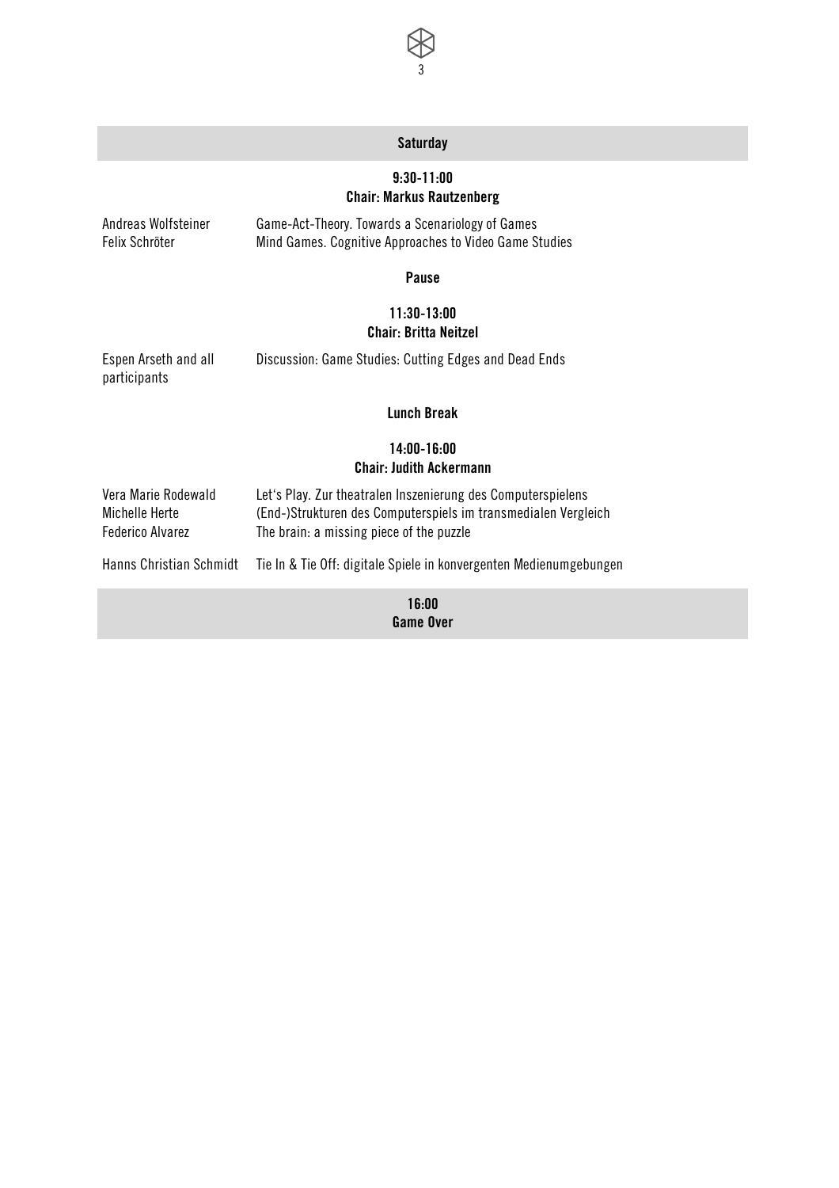## Saturday

**9:30-11:00**
**Chair: Markus Rautzenberg**

| | |
|---|---|
| Andreas Wolfsteiner | Game-Act-Theory. Towards a Scenariology of Games |
| Felix Schröter | Mind Games. Cognitive Approaches to Video Game Studies |

**Pause**

**11:30-13:00**
**Chair: Britta Neitzel**

| | |
|---|---|
| Espen Arseth and all participants | Discussion: Game Studies: Cutting Edges and Dead Ends |

**Lunch Break**

**14:00-16:00**
**Chair: Judith Ackermann**

| | |
|---|---|
| Vera Marie Rodewald | Let's Play. Zur theatralen Inszenierung des Computerspielens |
| Michelle Herte | (End-)Strukturen des Computerspiels im transmedialen Vergleich |
| Federico Alvarez | The brain: a missing piece of the puzzle |
| Hanns Christian Schmidt | Tie In & Tie Off: digitale Spiele in konvergenten Medienumgebungen |

**16:00**
**Game Over**